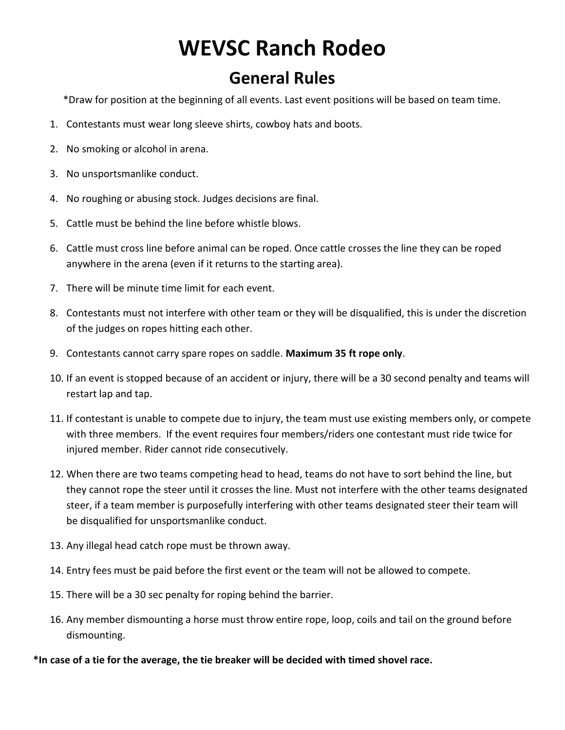# WEVSC Ranch Rodeo

## General Rules

*Draw for position at the beginning of all events. Last event positions will be based on team time.

1. Contestants must wear long sleeve shirts, cowboy hats and boots.
2. No smoking or alcohol in arena.
3. No unsportsmanlike conduct.
4. No roughing or abusing stock. Judges decisions are final.
5. Cattle must be behind the line before whistle blows.
6. Cattle must cross line before animal can be roped. Once cattle crosses the line they can be roped anywhere in the arena (even if it returns to the starting area).
7. There will be minute time limit for each event.
8. Contestants must not interfere with other team or they will be disqualified, this is under the discretion of the judges on ropes hitting each other.
9. Contestants cannot carry spare ropes on saddle. **Maximum 35 ft rope only**.
10. If an event is stopped because of an accident or injury, there will be a 30 second penalty and teams will restart lap and tap.
11. If contestant is unable to compete due to injury, the team must use existing members only, or compete with three members. If the event requires four members/riders one contestant must ride twice for injured member. Rider cannot ride consecutively.
12. When there are two teams competing head to head, teams do not have to sort behind the line, but they cannot rope the steer until it crosses the line. Must not interfere with the other teams designated steer, if a team member is purposefully interfering with other teams designated steer their team will be disqualified for unsportsmanlike conduct.
13. Any illegal head catch rope must be thrown away.
14. Entry fees must be paid before the first event or the team will not be allowed to compete.
15. There will be a 30 sec penalty for roping behind the barrier.
16. Any member dismounting a horse must throw entire rope, loop, coils and tail on the ground before dismounting.

**\*In case of a tie for the average, the tie breaker will be decided with timed shovel race.**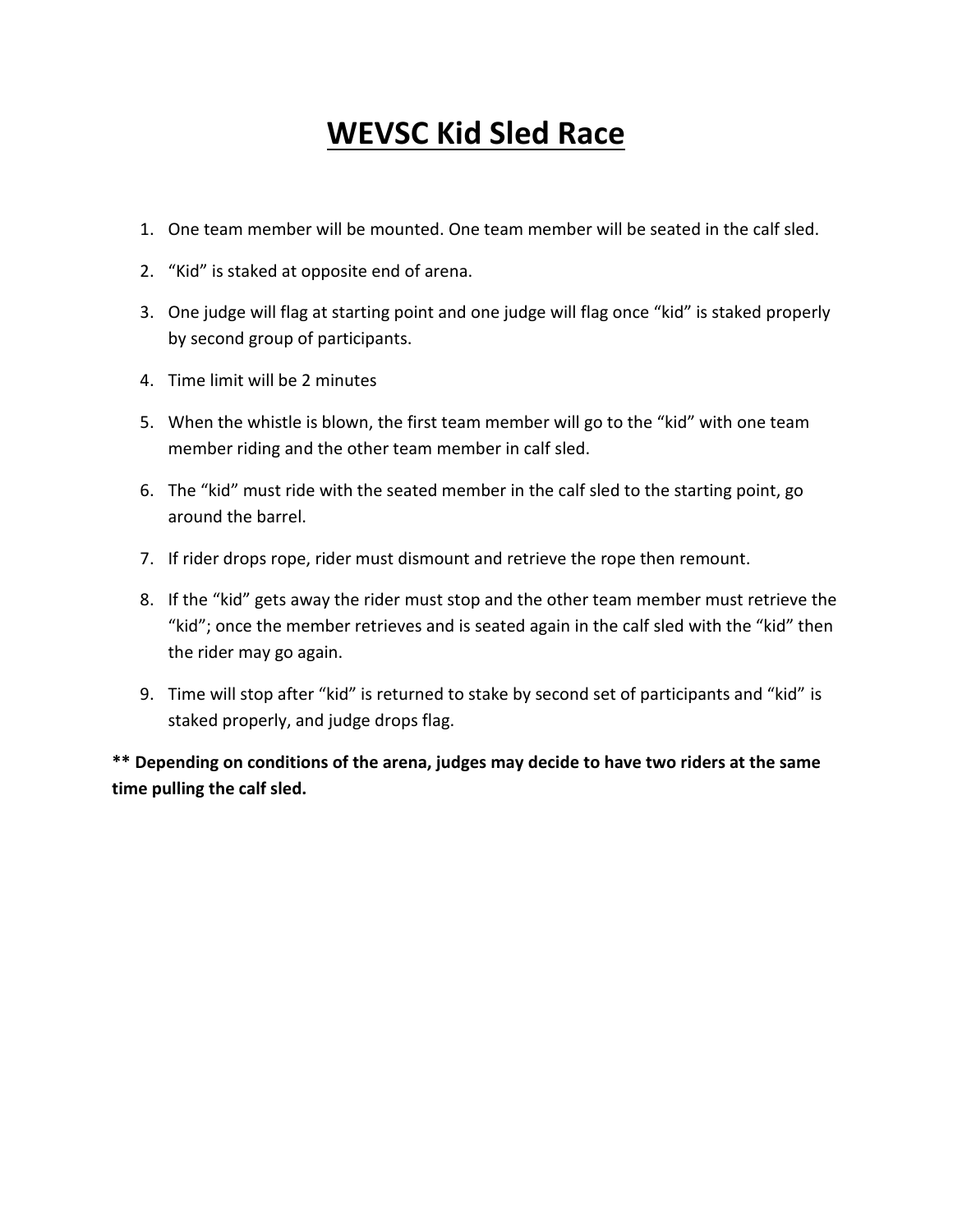# WEVSC Kid Sled Race

1. One team member will be mounted. One team member will be seated in the calf sled.
2. "Kid" is staked at opposite end of arena.
3. One judge will flag at starting point and one judge will flag once "kid" is staked properly by second group of participants.
4. Time limit will be 2 minutes
5. When the whistle is blown, the first team member will go to the "kid" with one team member riding and the other team member in calf sled.
6. The "kid" must ride with the seated member in the calf sled to the starting point, go around the barrel.
7. If rider drops rope, rider must dismount and retrieve the rope then remount.
8. If the "kid" gets away the rider must stop and the other team member must retrieve the "kid"; once the member retrieves and is seated again in the calf sled with the "kid" then the rider may go again.
9. Time will stop after "kid" is returned to stake by second set of participants and "kid" is staked properly, and judge drops flag.

**** Depending on conditions of the arena, judges may decide to have two riders at the same time pulling the calf sled.**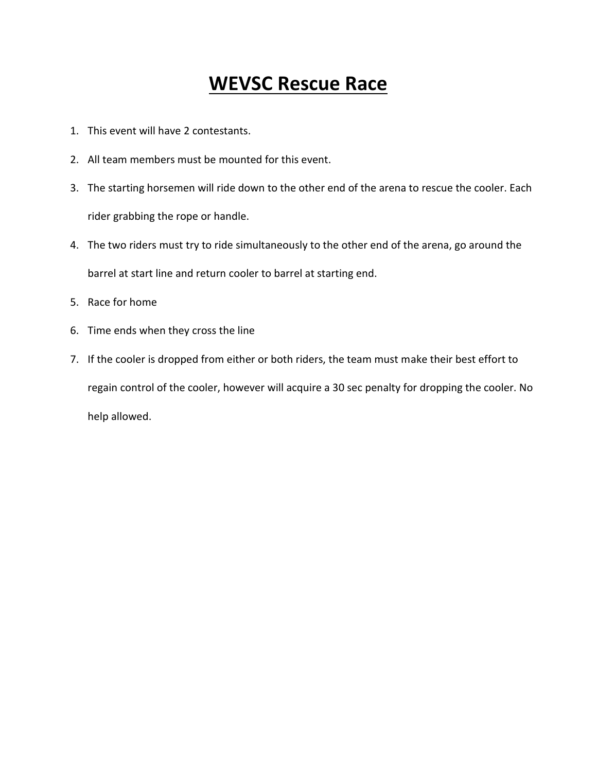# WEVSC Rescue Race

1. This event will have 2 contestants.
2. All team members must be mounted for this event.
3. The starting horsemen will ride down to the other end of the arena to rescue the cooler. Each rider grabbing the rope or handle.
4. The two riders must try to ride simultaneously to the other end of the arena, go around the barrel at start line and return cooler to barrel at starting end.
5. Race for home
6. Time ends when they cross the line
7. If the cooler is dropped from either or both riders, the team must make their best effort to regain control of the cooler, however will acquire a 30 sec penalty for dropping the cooler. No help allowed.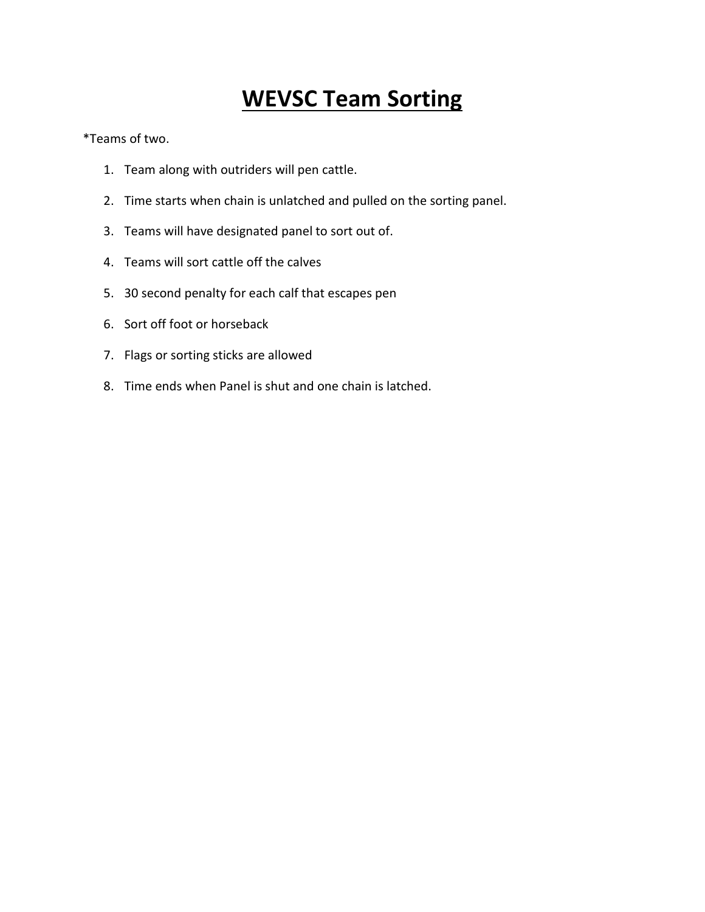# WEVSC Team Sorting

*Teams of two.

1. Team along with outriders will pen cattle.
2. Time starts when chain is unlatched and pulled on the sorting panel.
3. Teams will have designated panel to sort out of.
4. Teams will sort cattle off the calves
5. 30 second penalty for each calf that escapes pen
6. Sort off foot or horseback
7. Flags or sorting sticks are allowed
8. Time ends when Panel is shut and one chain is latched.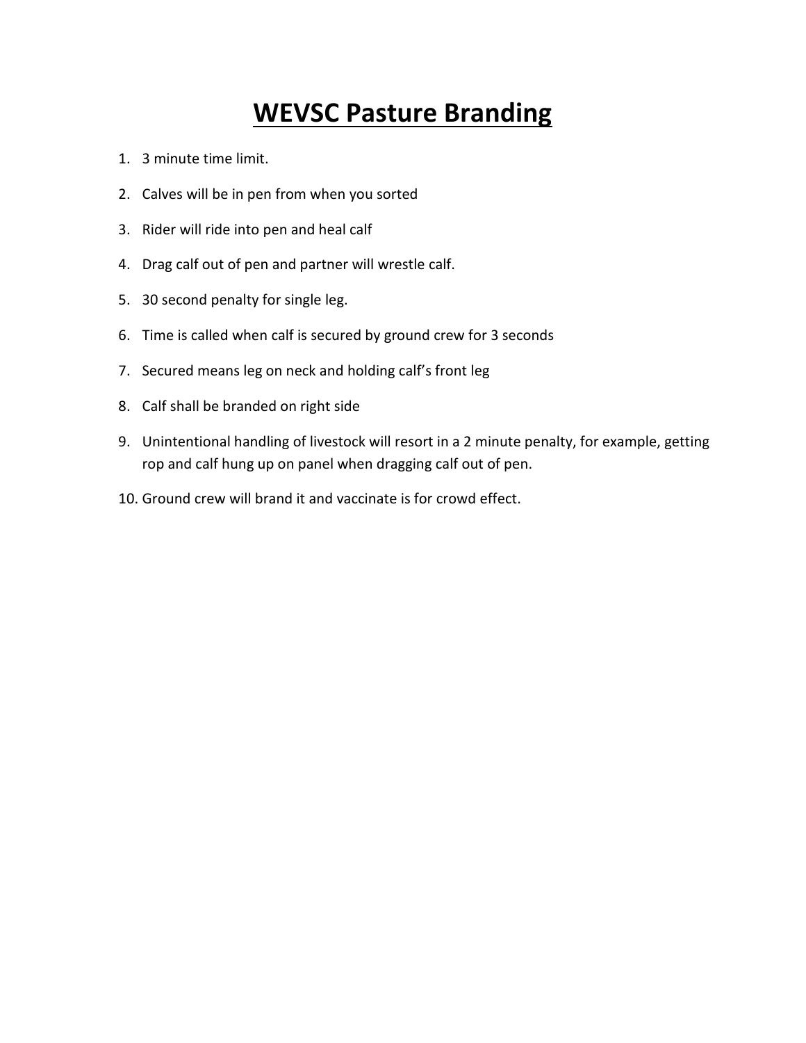# WEVSC Pasture Branding

1. 3 minute time limit.
2. Calves will be in pen from when you sorted
3. Rider will ride into pen and heal calf
4. Drag calf out of pen and partner will wrestle calf.
5. 30 second penalty for single leg.
6. Time is called when calf is secured by ground crew for 3 seconds
7. Secured means leg on neck and holding calf's front leg
8. Calf shall be branded on right side
9. Unintentional handling of livestock will resort in a 2 minute penalty, for example, getting rop and calf hung up on panel when dragging calf out of pen.
10. Ground crew will brand it and vaccinate is for crowd effect.